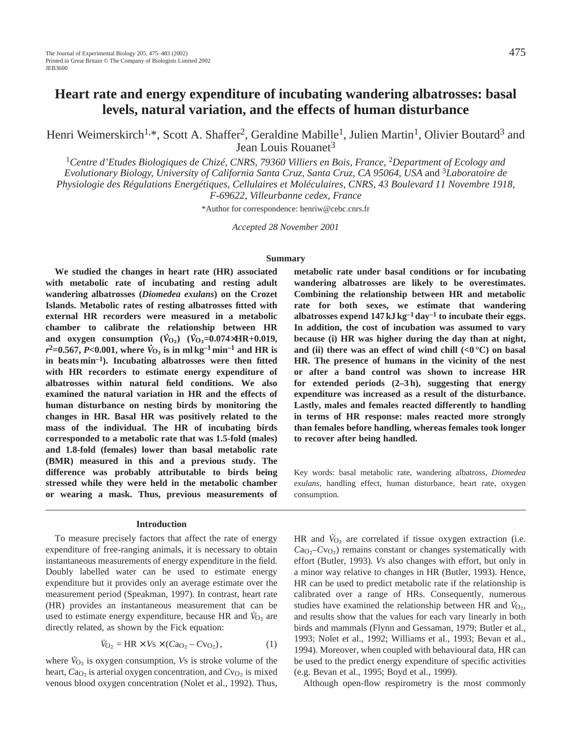# Heart rate and energy expenditure of incubating wandering albatrosses: basal levels, natural variation, and the effects of human disturbance

Henri Weimerskirch[1,*], Scott A. Shaffer[2], Geraldine Mabille[1], Julien Martin[1], Olivier Boutard[3] and Jean Louis Rouanet[3]

[1]*Centre d'Etudes Biologiques de Chizé, CNRS, 79360 Villiers en Bois, France*, [2]*Department of Ecology and Evolutionary Biology, University of California Santa Cruz, Santa Cruz, CA 95064, USA* and [3]*Laboratoire de Physiologie des Régulations Energétiques, Cellulaires et Moléculaires, CNRS, 43 Boulevard 11 Novembre 1918, F-69622, Villeurbanne cedex, France*

*Author for correspondence: henriw@cebc.cnrs.fr

*Accepted 28 November 2001*

## Summary

**We studied the changes in heart rate (HR) associated with metabolic rate of incubating and resting adult wandering albatrosses (*Diomedea exulans*) on the Crozet Islands. Metabolic rates of resting albatrosses fitted with external HR recorders were measured in a metabolic chamber to calibrate the relationship between HR and oxygen consumption ($\dot{V}_{O_2}$) ($\dot{V}_{O_2}$=0.074×HR+0.019, $r^2$=0.567, $P$<0.001, where $\dot{V}_{O_2}$ is in ml kg$^{-1}$ min$^{-1}$ and HR is in beats min$^{-1}$). Incubating albatrosses were then fitted with HR recorders to estimate energy expenditure of albatrosses within natural field conditions. We also examined the natural variation in HR and the effects of human disturbance on nesting birds by monitoring the changes in HR. Basal HR was positively related to the mass of the individual. The HR of incubating birds corresponded to a metabolic rate that was 1.5-fold (males) and 1.8-fold (females) lower than basal metabolic rate (BMR) measured in this and a previous study. The difference was probably attributable to birds being stressed while they were held in the metabolic chamber or wearing a mask. Thus, previous measurements of metabolic rate under basal conditions or for incubating wandering albatrosses are likely to be overestimates. Combining the relationship between HR and metabolic rate for both sexes, we estimate that wandering albatrosses expend 147 kJ kg$^{-1}$ day$^{-1}$ to incubate their eggs. In addition, the cost of incubation was assumed to vary because (i) HR was higher during the day than at night, and (ii) there was an effect of wind chill (<0 °C) on basal HR. The presence of humans in the vicinity of the nest or after a band control was shown to increase HR for extended periods (2–3 h), suggesting that energy expenditure was increased as a result of the disturbance. Lastly, males and females reacted differently to handling in terms of HR response: males reacted more strongly than females before handling, whereas females took longer to recover after being handled.**

Key words: basal metabolic rate, wandering albatross, *Diomedea exulans*, handling effect, human disturbance, heart rate, oxygen consumption.

## Introduction

To measure precisely factors that affect the rate of energy expenditure of free-ranging animals, it is necessary to obtain instantaneous measurements of energy expenditure in the field. Doubly labelled water can be used to estimate energy expenditure but it provides only an average estimate over the measurement period (Speakman, 1997). In contrast, heart rate (HR) provides an instantaneous measurement that can be used to estimate energy expenditure, because HR and $\dot{V}_{O_2}$ are directly related, as shown by the Fick equation:

$$\dot{V}_{O_2} = \text{HR} \times V\text{s} \times (Ca_{O_2} - Cv_{O_2}), \qquad (1)$$

where $\dot{V}_{O_2}$ is oxygen consumption, $V$s is stroke volume of the heart, $Ca_{O_2}$ is arterial oxygen concentration, and $Cv_{O_2}$ is mixed venous blood oxygen concentration (Nolet et al., 1992). Thus, HR and $\dot{V}_{O_2}$ are correlated if tissue oxygen extraction (i.e. $Ca_{O_2}$–$Cv_{O_2}$) remains constant or changes systematically with effort (Butler, 1993). $V$s also changes with effort, but only in a minor way relative to changes in HR (Butler, 1993). Hence, HR can be used to predict metabolic rate if the relationship is calibrated over a range of HRs. Consequently, numerous studies have examined the relationship between HR and $\dot{V}_{O_2}$, and results show that the values for each vary linearly in both birds and mammals (Flynn and Gessaman, 1979; Butler et al., 1993; Nolet et al., 1992; Williams et al., 1993; Bevan et al., 1994). Moreover, when coupled with behavioural data, HR can be used to the predict energy expenditure of specific activities (e.g. Bevan et al., 1995; Boyd et al., 1999).

Although open-flow respirometry is the most commonly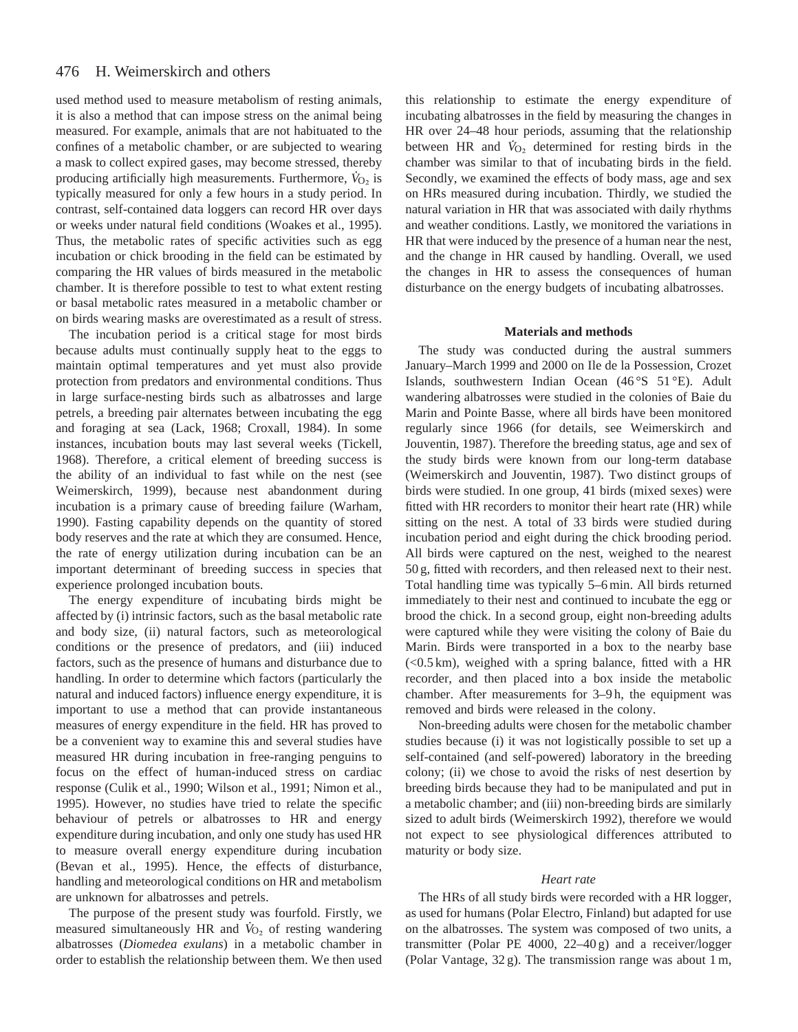used method used to measure metabolism of resting animals, it is also a method that can impose stress on the animal being measured. For example, animals that are not habituated to the confines of a metabolic chamber, or are subjected to wearing a mask to collect expired gases, may become stressed, thereby producing artificially high measurements. Furthermore, $\dot{V}_{O_2}$ is typically measured for only a few hours in a study period. In contrast, self-contained data loggers can record HR over days or weeks under natural field conditions (Woakes et al., 1995). Thus, the metabolic rates of specific activities such as egg incubation or chick brooding in the field can be estimated by comparing the HR values of birds measured in the metabolic chamber. It is therefore possible to test to what extent resting or basal metabolic rates measured in a metabolic chamber or on birds wearing masks are overestimated as a result of stress.

The incubation period is a critical stage for most birds because adults must continually supply heat to the eggs to maintain optimal temperatures and yet must also provide protection from predators and environmental conditions. Thus in large surface-nesting birds such as albatrosses and large petrels, a breeding pair alternates between incubating the egg and foraging at sea (Lack, 1968; Croxall, 1984). In some instances, incubation bouts may last several weeks (Tickell, 1968). Therefore, a critical element of breeding success is the ability of an individual to fast while on the nest (see Weimerskirch, 1999), because nest abandonment during incubation is a primary cause of breeding failure (Warham, 1990). Fasting capability depends on the quantity of stored body reserves and the rate at which they are consumed. Hence, the rate of energy utilization during incubation can be an important determinant of breeding success in species that experience prolonged incubation bouts.

The energy expenditure of incubating birds might be affected by (i) intrinsic factors, such as the basal metabolic rate and body size, (ii) natural factors, such as meteorological conditions or the presence of predators, and (iii) induced factors, such as the presence of humans and disturbance due to handling. In order to determine which factors (particularly the natural and induced factors) influence energy expenditure, it is important to use a method that can provide instantaneous measures of energy expenditure in the field. HR has proved to be a convenient way to examine this and several studies have measured HR during incubation in free-ranging penguins to focus on the effect of human-induced stress on cardiac response (Culik et al., 1990; Wilson et al., 1991; Nimon et al., 1995). However, no studies have tried to relate the specific behaviour of petrels or albatrosses to HR and energy expenditure during incubation, and only one study has used HR to measure overall energy expenditure during incubation (Bevan et al., 1995). Hence, the effects of disturbance, handling and meteorological conditions on HR and metabolism are unknown for albatrosses and petrels.

The purpose of the present study was fourfold. Firstly, we measured simultaneously HR and $\dot{V}_{O_2}$ of resting wandering albatrosses (*Diomedea exulans*) in a metabolic chamber in order to establish the relationship between them. We then used this relationship to estimate the energy expenditure of incubating albatrosses in the field by measuring the changes in HR over 24–48 hour periods, assuming that the relationship between HR and $\dot{V}_{O_2}$ determined for resting birds in the chamber was similar to that of incubating birds in the field. Secondly, we examined the effects of body mass, age and sex on HRs measured during incubation. Thirdly, we studied the natural variation in HR that was associated with daily rhythms and weather conditions. Lastly, we monitored the variations in HR that were induced by the presence of a human near the nest, and the change in HR caused by handling. Overall, we used the changes in HR to assess the consequences of human disturbance on the energy budgets of incubating albatrosses.

## Materials and methods

The study was conducted during the austral summers January–March 1999 and 2000 on Ile de la Possession, Crozet Islands, southwestern Indian Ocean (46 °S 51 °E). Adult wandering albatrosses were studied in the colonies of Baie du Marin and Pointe Basse, where all birds have been monitored regularly since 1966 (for details, see Weimerskirch and Jouventin, 1987). Therefore the breeding status, age and sex of the study birds were known from our long-term database (Weimerskirch and Jouventin, 1987). Two distinct groups of birds were studied. In one group, 41 birds (mixed sexes) were fitted with HR recorders to monitor their heart rate (HR) while sitting on the nest. A total of 33 birds were studied during incubation period and eight during the chick brooding period. All birds were captured on the nest, weighed to the nearest 50 g, fitted with recorders, and then released next to their nest. Total handling time was typically 5–6 min. All birds returned immediately to their nest and continued to incubate the egg or brood the chick. In a second group, eight non-breeding adults were captured while they were visiting the colony of Baie du Marin. Birds were transported in a box to the nearby base (<0.5 km), weighed with a spring balance, fitted with a HR recorder, and then placed into a box inside the metabolic chamber. After measurements for 3–9 h, the equipment was removed and birds were released in the colony.

Non-breeding adults were chosen for the metabolic chamber studies because (i) it was not logistically possible to set up a self-contained (and self-powered) laboratory in the breeding colony; (ii) we chose to avoid the risks of nest desertion by breeding birds because they had to be manipulated and put in a metabolic chamber; and (iii) non-breeding birds are similarly sized to adult birds (Weimerskirch 1992), therefore we would not expect to see physiological differences attributed to maturity or body size.

### *Heart rate*

The HRs of all study birds were recorded with a HR logger, as used for humans (Polar Electro, Finland) but adapted for use on the albatrosses. The system was composed of two units, a transmitter (Polar PE 4000, 22–40 g) and a receiver/logger (Polar Vantage, 32 g). The transmission range was about 1 m,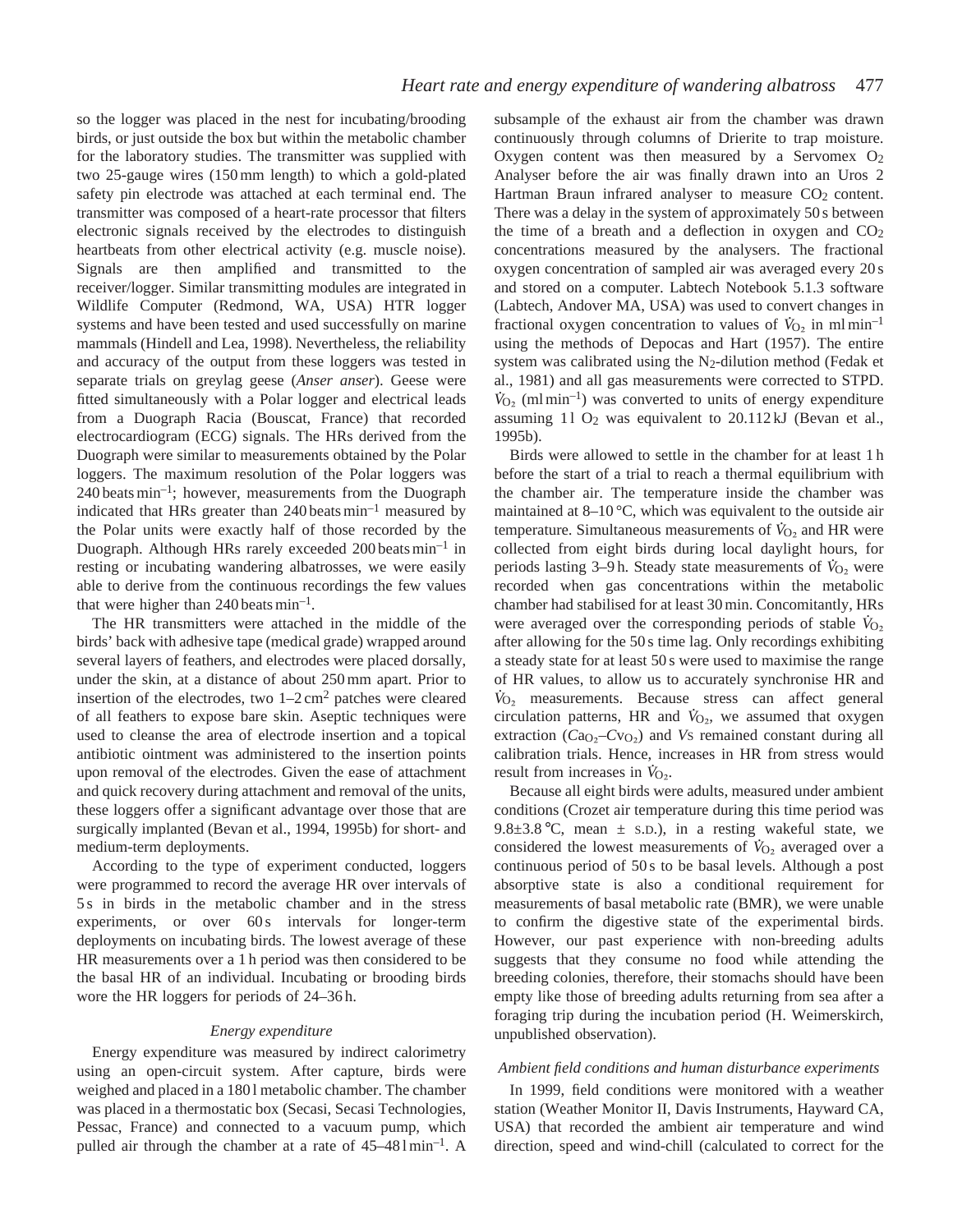so the logger was placed in the nest for incubating/brooding birds, or just outside the box but within the metabolic chamber for the laboratory studies. The transmitter was supplied with two 25-gauge wires (150 mm length) to which a gold-plated safety pin electrode was attached at each terminal end. The transmitter was composed of a heart-rate processor that filters electronic signals received by the electrodes to distinguish heartbeats from other electrical activity (e.g. muscle noise). Signals are then amplified and transmitted to the receiver/logger. Similar transmitting modules are integrated in Wildlife Computer (Redmond, WA, USA) HTR logger systems and have been tested and used successfully on marine mammals (Hindell and Lea, 1998). Nevertheless, the reliability and accuracy of the output from these loggers was tested in separate trials on greylag geese (*Anser anser*). Geese were fitted simultaneously with a Polar logger and electrical leads from a Duograph Racia (Bouscat, France) that recorded electrocardiogram (ECG) signals. The HRs derived from the Duograph were similar to measurements obtained by the Polar loggers. The maximum resolution of the Polar loggers was 240 beats $min^{-1}$; however, measurements from the Duograph indicated that HRs greater than 240 beats $min^{-1}$ measured by the Polar units were exactly half of those recorded by the Duograph. Although HRs rarely exceeded 200 beats $min^{-1}$ in resting or incubating wandering albatrosses, we were easily able to derive from the continuous recordings the few values that were higher than 240 beats $min^{-1}$.

The HR transmitters were attached in the middle of the birds' back with adhesive tape (medical grade) wrapped around several layers of feathers, and electrodes were placed dorsally, under the skin, at a distance of about 250 mm apart. Prior to insertion of the electrodes, two 1–2 $cm^2$ patches were cleared of all feathers to expose bare skin. Aseptic techniques were used to cleanse the area of electrode insertion and a topical antibiotic ointment was administered to the insertion points upon removal of the electrodes. Given the ease of attachment and quick recovery during attachment and removal of the units, these loggers offer a significant advantage over those that are surgically implanted (Bevan et al., 1994, 1995b) for short- and medium-term deployments.

According to the type of experiment conducted, loggers were programmed to record the average HR over intervals of 5 s in birds in the metabolic chamber and in the stress experiments, or over 60 s intervals for longer-term deployments on incubating birds. The lowest average of these HR measurements over a 1 h period was then considered to be the basal HR of an individual. Incubating or brooding birds wore the HR loggers for periods of 24–36 h.

### *Energy expenditure*

Energy expenditure was measured by indirect calorimetry using an open-circuit system. After capture, birds were weighed and placed in a 180 l metabolic chamber. The chamber was placed in a thermostatic box (Secasi, Secasi Technologies, Pessac, France) and connected to a vacuum pump, which pulled air through the chamber at a rate of 45–48 l $min^{-1}$. A subsample of the exhaust air from the chamber was drawn continuously through columns of Drierite to trap moisture. Oxygen content was then measured by a Servomex $O_2$ Analyser before the air was finally drawn into an Uros 2 Hartman Braun infrared analyser to measure $CO_2$ content. There was a delay in the system of approximately 50 s between the time of a breath and a deflection in oxygen and $CO_2$ concentrations measured by the analysers. The fractional oxygen concentration of sampled air was averaged every 20 s and stored on a computer. Labtech Notebook 5.1.3 software (Labtech, Andover MA, USA) was used to convert changes in fractional oxygen concentration to values of $\dot{V}_{O_2}$ in ml $min^{-1}$ using the methods of Depocas and Hart (1957). The entire system was calibrated using the $N_2$-dilution method (Fedak et al., 1981) and all gas measurements were corrected to STPD. $\dot{V}_{O_2}$ (ml $min^{-1}$) was converted to units of energy expenditure assuming 1 l $O_2$ was equivalent to 20.112 kJ (Bevan et al., 1995b).

Birds were allowed to settle in the chamber for at least 1 h before the start of a trial to reach a thermal equilibrium with the chamber air. The temperature inside the chamber was maintained at 8–10 °C, which was equivalent to the outside air temperature. Simultaneous measurements of $\dot{V}_{O_2}$ and HR were collected from eight birds during local daylight hours, for periods lasting 3–9 h. Steady state measurements of $\dot{V}_{O_2}$ were recorded when gas concentrations within the metabolic chamber had stabilised for at least 30 min. Concomitantly, HRs were averaged over the corresponding periods of stable $\dot{V}_{O_2}$ after allowing for the 50 s time lag. Only recordings exhibiting a steady state for at least 50 s were used to maximise the range of HR values, to allow us to accurately synchronise HR and $\dot{V}_{O_2}$ measurements. Because stress can affect general circulation patterns, HR and $\dot{V}_{O_2}$, we assumed that oxygen extraction ($Ca_{O_2}$–$Cv_{O_2}$) and $V$S remained constant during all calibration trials. Hence, increases in HR from stress would result from increases in $\dot{V}_{O_2}$.

Because all eight birds were adults, measured under ambient conditions (Crozet air temperature during this time period was 9.8±3.8 °C, mean ± S.D.), in a resting wakeful state, we considered the lowest measurements of $\dot{V}_{O_2}$ averaged over a continuous period of 50 s to be basal levels. Although a post absorptive state is also a conditional requirement for measurements of basal metabolic rate (BMR), we were unable to confirm the digestive state of the experimental birds. However, our past experience with non-breeding adults suggests that they consume no food while attending the breeding colonies, therefore, their stomachs should have been empty like those of breeding adults returning from sea after a foraging trip during the incubation period (H. Weimerskirch, unpublished observation).

### *Ambient field conditions and human disturbance experiments*

In 1999, field conditions were monitored with a weather station (Weather Monitor II, Davis Instruments, Hayward CA, USA) that recorded the ambient air temperature and wind direction, speed and wind-chill (calculated to correct for the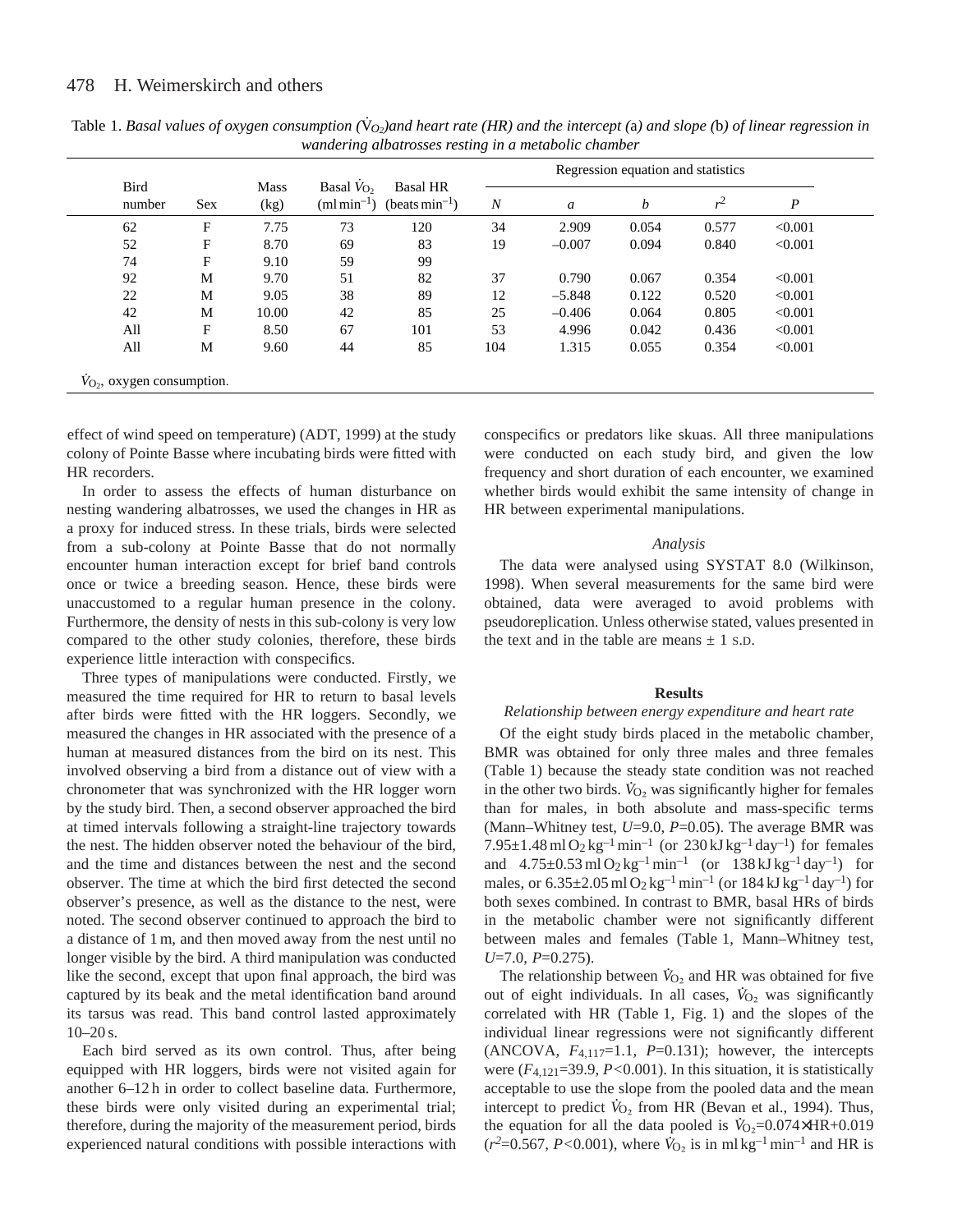Table 1. *Basal values of oxygen consumption ($\dot{V}_{O_2}$) and heart rate (HR) and the intercept (*a*) and slope (*b*) of linear regression in wandering albatrosses resting in a metabolic chamber*

| Bird number | Sex | Mass (kg) | Basal $\dot{V}_{O_2}$ (ml min$^{-1}$) | Basal HR (beats min$^{-1}$) | Regression equation and statistics | | | | |
|---|---|---|---|---|---|---|---|---|---|
| | | | | | *N* | *a* | *b* | $r^2$ | *P* |
| 62 | F | 7.75 | 73 | 120 | 34 | 2.909 | 0.054 | 0.577 | <0.001 |
| 52 | F | 8.70 | 69 | 83 | 19 | –0.007 | 0.094 | 0.840 | <0.001 |
| 74 | F | 9.10 | 59 | 99 | | | | | |
| 92 | M | 9.70 | 51 | 82 | 37 | 0.790 | 0.067 | 0.354 | <0.001 |
| 22 | M | 9.05 | 38 | 89 | 12 | –5.848 | 0.122 | 0.520 | <0.001 |
| 42 | M | 10.00 | 42 | 85 | 25 | –0.406 | 0.064 | 0.805 | <0.001 |
| All | F | 8.50 | 67 | 101 | 53 | 4.996 | 0.042 | 0.436 | <0.001 |
| All | M | 9.60 | 44 | 85 | 104 | 1.315 | 0.055 | 0.354 | <0.001 |

$\dot{V}_{O_2}$, oxygen consumption.

effect of wind speed on temperature) (ADT, 1999) at the study colony of Pointe Basse where incubating birds were fitted with HR recorders.

In order to assess the effects of human disturbance on nesting wandering albatrosses, we used the changes in HR as a proxy for induced stress. In these trials, birds were selected from a sub-colony at Pointe Basse that do not normally encounter human interaction except for brief band controls once or twice a breeding season. Hence, these birds were unaccustomed to a regular human presence in the colony. Furthermore, the density of nests in this sub-colony is very low compared to the other study colonies, therefore, these birds experience little interaction with conspecifics.

Three types of manipulations were conducted. Firstly, we measured the time required for HR to return to basal levels after birds were fitted with the HR loggers. Secondly, we measured the changes in HR associated with the presence of a human at measured distances from the bird on its nest. This involved observing a bird from a distance out of view with a chronometer that was synchronized with the HR logger worn by the study bird. Then, a second observer approached the bird at timed intervals following a straight-line trajectory towards the nest. The hidden observer noted the behaviour of the bird, and the time and distances between the nest and the second observer. The time at which the bird first detected the second observer's presence, as well as the distance to the nest, were noted. The second observer continued to approach the bird to a distance of 1 m, and then moved away from the nest until no longer visible by the bird. A third manipulation was conducted like the second, except that upon final approach, the bird was captured by its beak and the metal identification band around its tarsus was read. This band control lasted approximately 10–20 s.

Each bird served as its own control. Thus, after being equipped with HR loggers, birds were not visited again for another 6–12 h in order to collect baseline data. Furthermore, these birds were only visited during an experimental trial; therefore, during the majority of the measurement period, birds experienced natural conditions with possible interactions with conspecifics or predators like skuas. All three manipulations were conducted on each study bird, and given the low frequency and short duration of each encounter, we examined whether birds would exhibit the same intensity of change in HR between experimental manipulations.

### *Analysis*

The data were analysed using SYSTAT 8.0 (Wilkinson, 1998). When several measurements for the same bird were obtained, data were averaged to avoid problems with pseudoreplication. Unless otherwise stated, values presented in the text and in the table are means ± 1 S.D.

## Results

### *Relationship between energy expenditure and heart rate*

Of the eight study birds placed in the metabolic chamber, BMR was obtained for only three males and three females (Table 1) because the steady state condition was not reached in the other two birds. $\dot{V}_{O_2}$ was significantly higher for females than for males, in both absolute and mass-specific terms (Mann–Whitney test, $U$=9.0, $P$=0.05). The average BMR was 7.95±1.48 ml $O_2$ kg$^{-1}$ min$^{-1}$ (or 230 kJ kg$^{-1}$ day$^{-1}$) for females and 4.75±0.53 ml $O_2$ kg$^{-1}$ min$^{-1}$ (or 138 kJ kg$^{-1}$ day$^{-1}$) for males, or 6.35±2.05 ml $O_2$ kg$^{-1}$ min$^{-1}$ (or 184 kJ kg$^{-1}$ day$^{-1}$) for both sexes combined. In contrast to BMR, basal HRs of birds in the metabolic chamber were not significantly different between males and females (Table 1, Mann–Whitney test, $U$=7.0, $P$=0.275).

The relationship between $\dot{V}_{O_2}$ and HR was obtained for five out of eight individuals. In all cases, $\dot{V}_{O_2}$ was significantly correlated with HR (Table 1, Fig. 1) and the slopes of the individual linear regressions were not significantly different (ANCOVA, $F_{4,117}$=1.1, $P$=0.131); however, the intercepts were ($F_{4,121}$=39.9, $P$<0.001). In this situation, it is statistically acceptable to use the slope from the pooled data and the mean intercept to predict $\dot{V}_{O_2}$ from HR (Bevan et al., 1994). Thus, the equation for all the data pooled is $\dot{V}_{O_2}$=0.074×HR+0.019 ($r^2$=0.567, $P$<0.001), where $\dot{V}_{O_2}$ is in ml kg$^{-1}$ min$^{-1}$ and HR is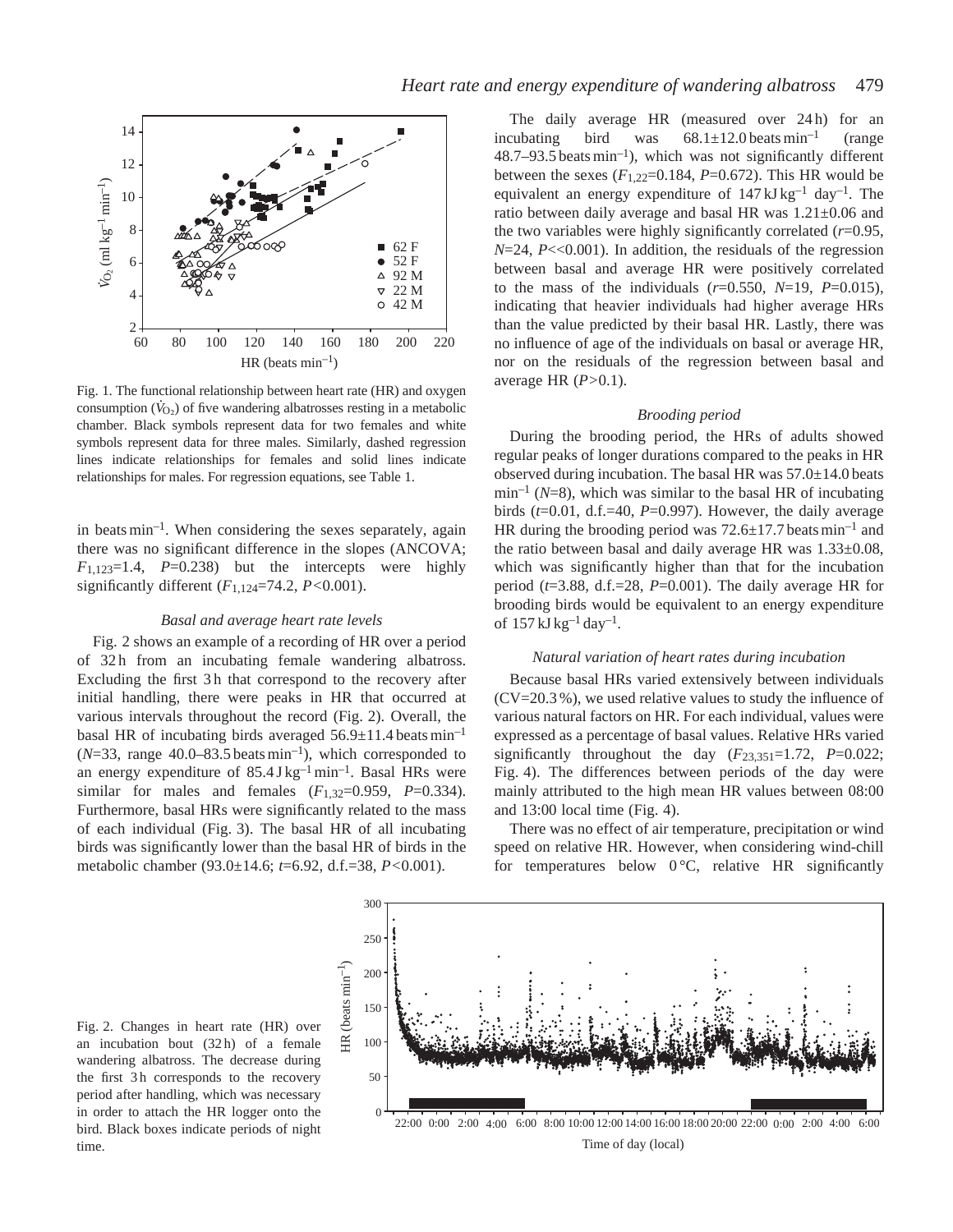Fig. 1. The functional relationship between heart rate (HR) and oxygen consumption ($\dot{V}_{O_2}$) of five wandering albatrosses resting in a metabolic chamber. Black symbols represent data for two females and white symbols represent data for three males. Similarly, dashed regression lines indicate relationships for females and solid lines indicate relationships for males. For regression equations, see Table 1.

in beats min$^{-1}$. When considering the sexes separately, again there was no significant difference in the slopes (ANCOVA; $F_{1,123}$=1.4, $P$=0.238) but the intercepts were highly significantly different ($F_{1,124}$=74.2, $P$<0.001).

### *Basal and average heart rate levels*

Fig. 2 shows an example of a recording of HR over a period of 32 h from an incubating female wandering albatross. Excluding the first 3 h that correspond to the recovery after initial handling, there were peaks in HR that occurred at various intervals throughout the record (Fig. 2). Overall, the basal HR of incubating birds averaged 56.9±11.4 beats min$^{-1}$ ($N$=33, range 40.0–83.5 beats min$^{-1}$), which corresponded to an energy expenditure of 85.4 J kg$^{-1}$ min$^{-1}$. Basal HRs were similar for males and females ($F_{1,32}$=0.959, $P$=0.334). Furthermore, basal HRs were significantly related to the mass of each individual (Fig. 3). The basal HR of all incubating birds was significantly lower than the basal HR of birds in the metabolic chamber (93.0±14.6; $t$=6.92, d.f.=38, $P$<0.001).

The daily average HR (measured over 24 h) for an incubating bird was 68.1±12.0 beats min$^{-1}$ (range 48.7–93.5 beats min$^{-1}$), which was not significantly different between the sexes ($F_{1,22}$=0.184, $P$=0.672). This HR would be equivalent an energy expenditure of 147 kJ kg$^{-1}$ day$^{-1}$. The ratio between daily average and basal HR was 1.21±0.06 and the two variables were highly significantly correlated ($r$=0.95, $N$=24, $P$<<0.001). In addition, the residuals of the regression between basal and average HR were positively correlated to the mass of the individuals ($r$=0.550, $N$=19, $P$=0.015), indicating that heavier individuals had higher average HRs than the value predicted by their basal HR. Lastly, there was no influence of age of the individuals on basal or average HR, nor on the residuals of the regression between basal and average HR ($P$>0.1).

### *Brooding period*

During the brooding period, the HRs of adults showed regular peaks of longer durations compared to the peaks in HR observed during incubation. The basal HR was 57.0±14.0 beats min$^{-1}$ ($N$=8), which was similar to the basal HR of incubating birds ($t$=0.01, d.f.=40, $P$=0.997). However, the daily average HR during the brooding period was 72.6±17.7 beats min$^{-1}$ and the ratio between basal and daily average HR was 1.33±0.08, which was significantly higher than that for the incubation period ($t$=3.88, d.f.=28, $P$=0.001). The daily average HR for brooding birds would be equivalent to an energy expenditure of 157 kJ kg$^{-1}$ day$^{-1}$.

### *Natural variation of heart rates during incubation*

Because basal HRs varied extensively between individuals (CV=20.3 %), we used relative values to study the influence of various natural factors on HR. For each individual, values were expressed as a percentage of basal values. Relative HRs varied significantly throughout the day ($F_{23,351}$=1.72, $P$=0.022; Fig. 4). The differences between periods of the day were mainly attributed to the high mean HR values between 08:00 and 13:00 local time (Fig. 4).

There was no effect of air temperature, precipitation or wind speed on relative HR. However, when considering wind-chill for temperatures below 0 °C, relative HR significantly

Fig. 2. Changes in heart rate (HR) over an incubation bout (32 h) of a female wandering albatross. The decrease during the first 3 h corresponds to the recovery period after handling, which was necessary in order to attach the HR logger onto the bird. Black boxes indicate periods of night time.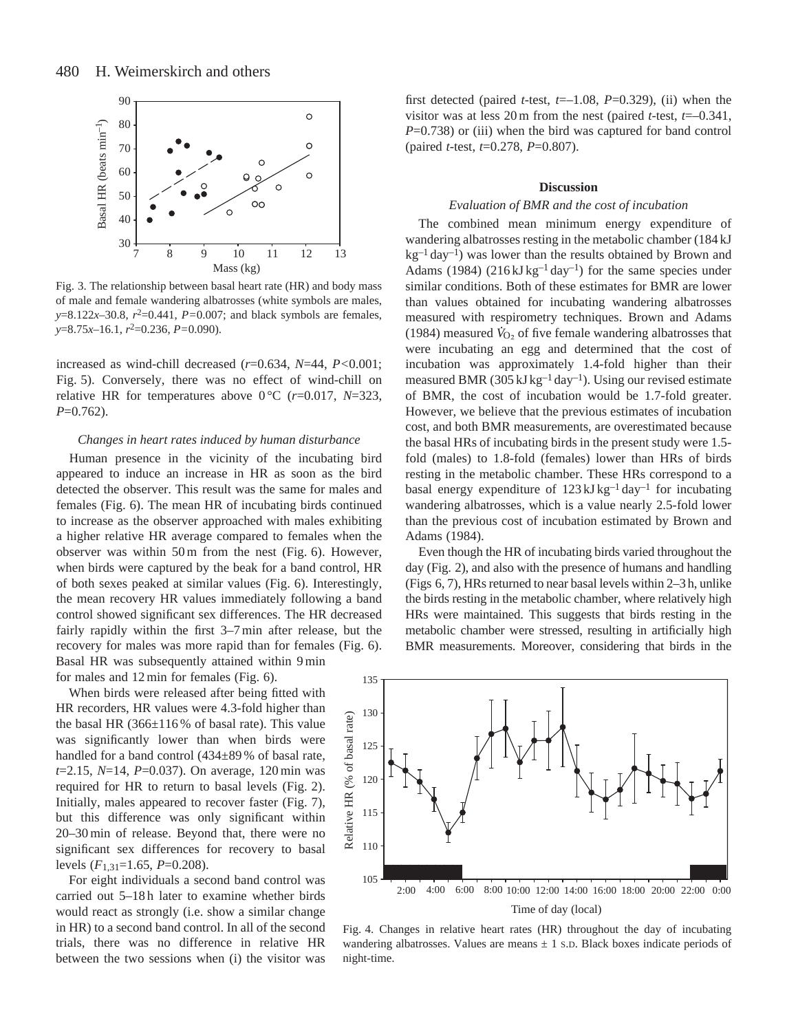Fig. 3. The relationship between basal heart rate (HR) and body mass of male and female wandering albatrosses (white symbols are males, $y$=8.122$x$–30.8, $r^2$=0.441, $P$=0.007; and black symbols are females, $y$=8.75$x$–16.1, $r^2$=0.236, $P$=0.090).

increased as wind-chill decreased ($r$=0.634, $N$=44, $P$<0.001; Fig. 5). Conversely, there was no effect of wind-chill on relative HR for temperatures above 0 °C ($r$=0.017, $N$=323, $P$=0.762).

### *Changes in heart rates induced by human disturbance*

Human presence in the vicinity of the incubating bird appeared to induce an increase in HR as soon as the bird detected the observer. This result was the same for males and females (Fig. 6). The mean HR of incubating birds continued to increase as the observer approached with males exhibiting a higher relative HR average compared to females when the observer was within 50 m from the nest (Fig. 6). However, when birds were captured by the beak for a band control, HR of both sexes peaked at similar values (Fig. 6). Interestingly, the mean recovery HR values immediately following a band control showed significant sex differences. The HR decreased fairly rapidly within the first 3–7 min after release, but the recovery for males was more rapid than for females (Fig. 6). Basal HR was subsequently attained within 9 min for males and 12 min for females (Fig. 6).

When birds were released after being fitted with HR recorders, HR values were 4.3-fold higher than the basal HR (366±116 % of basal rate). This value was significantly lower than when birds were handled for a band control (434±89 % of basal rate, $t$=2.15, $N$=14, $P$=0.037). On average, 120 min was required for HR to return to basal levels (Fig. 2). Initially, males appeared to recover faster (Fig. 7), but this difference was only significant within 20–30 min of release. Beyond that, there were no significant sex differences for recovery to basal levels ($F_{1,31}$=1.65, $P$=0.208).

For eight individuals a second band control was carried out 5–18 h later to examine whether birds would react as strongly (i.e. show a similar change in HR) to a second band control. In all of the second trials, there was no difference in relative HR between the two sessions when (i) the visitor was first detected (paired $t$-test, $t$=–1.08, $P$=0.329), (ii) when the visitor was at less 20 m from the nest (paired $t$-test, $t$=–0.341, $P$=0.738) or (iii) when the bird was captured for band control (paired $t$-test, $t$=0.278, $P$=0.807).

## Discussion

### *Evaluation of BMR and the cost of incubation*

The combined mean minimum energy expenditure of wandering albatrosses resting in the metabolic chamber (184 kJ kg$^{-1}$ day$^{-1}$) was lower than the results obtained by Brown and Adams (1984) (216 kJ kg$^{-1}$ day$^{-1}$) for the same species under similar conditions. Both of these estimates for BMR are lower than values obtained for incubating wandering albatrosses measured with respirometry techniques. Brown and Adams (1984) measured $\dot{V}_{O_2}$ of five female wandering albatrosses that were incubating an egg and determined that the cost of incubation was approximately 1.4-fold higher than their measured BMR (305 kJ kg$^{-1}$ day$^{-1}$). Using our revised estimate of BMR, the cost of incubation would be 1.7-fold greater. However, we believe that the previous estimates of incubation cost, and both BMR measurements, are overestimated because the basal HRs of incubating birds in the present study were 1.5-fold (males) to 1.8-fold (females) lower than HRs of birds resting in the metabolic chamber. These HRs correspond to a basal energy expenditure of 123 kJ kg$^{-1}$ day$^{-1}$ for incubating wandering albatrosses, which is a value nearly 2.5-fold lower than the previous cost of incubation estimated by Brown and Adams (1984).

Even though the HR of incubating birds varied throughout the day (Fig. 2), and also with the presence of humans and handling (Figs 6, 7), HRs returned to near basal levels within 2–3 h, unlike the birds resting in the metabolic chamber, where relatively high HRs were maintained. This suggests that birds resting in the metabolic chamber were stressed, resulting in artificially high BMR measurements. Moreover, considering that birds in the

Fig. 4. Changes in relative heart rates (HR) throughout the day of incubating wandering albatrosses. Values are means ± 1 S.D. Black boxes indicate periods of night-time.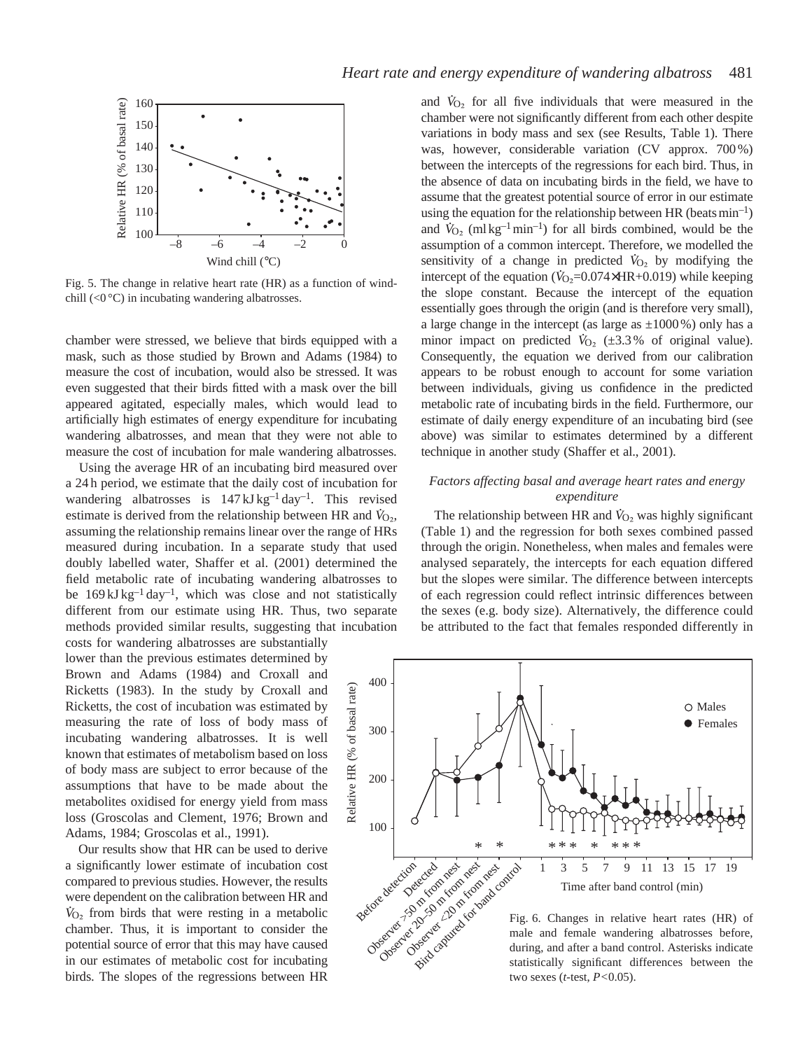Fig. 5. The change in relative heart rate (HR) as a function of wind-chill (<0 °C) in incubating wandering albatrosses.

chamber were stressed, we believe that birds equipped with a mask, such as those studied by Brown and Adams (1984) to measure the cost of incubation, would also be stressed. It was even suggested that their birds fitted with a mask over the bill appeared agitated, especially males, which would lead to artificially high estimates of energy expenditure for incubating wandering albatrosses, and mean that they were not able to measure the cost of incubation for male wandering albatrosses.

Using the average HR of an incubating bird measured over a 24 h period, we estimate that the daily cost of incubation for wandering albatrosses is $147\,\mathrm{kJ\,kg^{-1}\,day^{-1}}$. This revised estimate is derived from the relationship between HR and $\dot{V}_{O_2}$, assuming the relationship remains linear over the range of HRs measured during incubation. In a separate study that used doubly labelled water, Shaffer et al. (2001) determined the field metabolic rate of incubating wandering albatrosses to be $169\,\mathrm{kJ\,kg^{-1}\,day^{-1}}$, which was close and not statistically different from our estimate using HR. Thus, two separate methods provided similar results, suggesting that incubation costs for wandering albatrosses are substantially lower than the previous estimates determined by Brown and Adams (1984) and Croxall and Ricketts (1983). In the study by Croxall and Ricketts, the cost of incubation was estimated by measuring the rate of loss of body mass of incubating wandering albatrosses. It is well known that estimates of metabolism based on loss of body mass are subject to error because of the assumptions that have to be made about the metabolites oxidised for energy yield from mass loss (Groscolas and Clement, 1976; Brown and Adams, 1984; Groscolas et al., 1991).

Our results show that HR can be used to derive a significantly lower estimate of incubation cost compared to previous studies. However, the results were dependent on the calibration between HR and $\dot{V}_{O_2}$ from birds that were resting in a metabolic chamber. Thus, it is important to consider the potential source of error that this may have caused in our estimates of metabolic cost for incubating birds. The slopes of the regressions between HR and $\dot{V}_{O_2}$ for all five individuals that were measured in the chamber were not significantly different from each other despite variations in body mass and sex (see Results, Table 1). There was, however, considerable variation (CV approx. 700 %) between the intercepts of the regressions for each bird. Thus, in the absence of data on incubating birds in the field, we have to assume that the greatest potential source of error in our estimate using the equation for the relationship between HR ($\mathrm{beats\,min^{-1}}$) and $\dot{V}_{O_2}$ ($\mathrm{ml\,kg^{-1}\,min^{-1}}$) for all birds combined, would be the assumption of a common intercept. Therefore, we modelled the sensitivity of a change in predicted $\dot{V}_{O_2}$ by modifying the intercept of the equation ($\dot{V}_{O_2}=0.074\times\mathrm{HR}+0.019$) while keeping the slope constant. Because the intercept of the equation essentially goes through the origin (and is therefore very small), a large change in the intercept (as large as ±1000 %) only has a minor impact on predicted $\dot{V}_{O_2}$ (±3.3 % of original value). Consequently, the equation we derived from our calibration appears to be robust enough to account for some variation between individuals, giving us confidence in the predicted metabolic rate of incubating birds in the field. Furthermore, our estimate of daily energy expenditure of an incubating bird (see above) was similar to estimates determined by a different technique in another study (Shaffer et al., 2001).

### *Factors affecting basal and average heart rates and energy expenditure*

The relationship between HR and $\dot{V}_{O_2}$ was highly significant (Table 1) and the regression for both sexes combined passed through the origin. Nonetheless, when males and females were analysed separately, the intercepts for each equation differed but the slopes were similar. The difference between intercepts of each regression could reflect intrinsic differences between the sexes (e.g. body size). Alternatively, the difference could be attributed to the fact that females responded differently in

Fig. 6. Changes in relative heart rates (HR) of male and female wandering albatrosses before, during, and after a band control. Asterisks indicate statistically significant differences between the two sexes (*t*-test, $P<0.05$).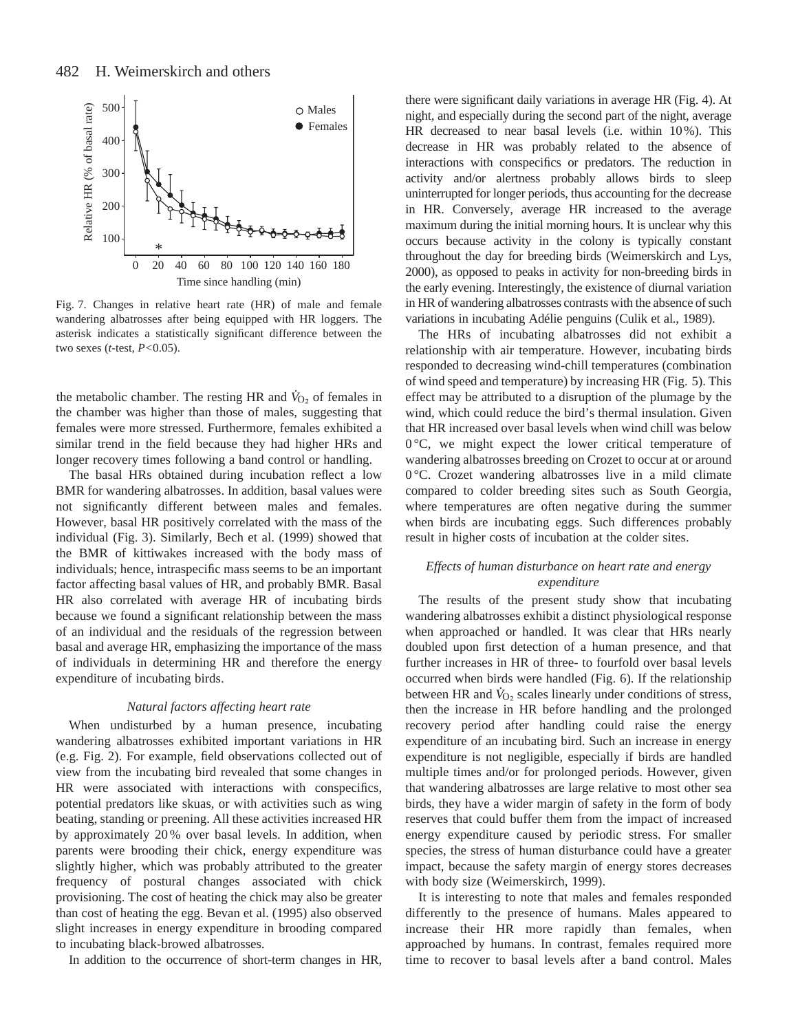Fig. 7. Changes in relative heart rate (HR) of male and female wandering albatrosses after being equipped with HR loggers. The asterisk indicates a statistically significant difference between the two sexes (*t*-test, $P<0.05$).

the metabolic chamber. The resting HR and $\dot{V}_{O_2}$ of females in the chamber was higher than those of males, suggesting that females were more stressed. Furthermore, females exhibited a similar trend in the field because they had higher HRs and longer recovery times following a band control or handling.

The basal HRs obtained during incubation reflect a low BMR for wandering albatrosses. In addition, basal values were not significantly different between males and females. However, basal HR positively correlated with the mass of the individual (Fig. 3). Similarly, Bech et al. (1999) showed that the BMR of kittiwakes increased with the body mass of individuals; hence, intraspecific mass seems to be an important factor affecting basal values of HR, and probably BMR. Basal HR also correlated with average HR of incubating birds because we found a significant relationship between the mass of an individual and the residuals of the regression between basal and average HR, emphasizing the importance of the mass of individuals in determining HR and therefore the energy expenditure of incubating birds.

### *Natural factors affecting heart rate*

When undisturbed by a human presence, incubating wandering albatrosses exhibited important variations in HR (e.g. Fig. 2). For example, field observations collected out of view from the incubating bird revealed that some changes in HR were associated with interactions with conspecifics, potential predators like skuas, or with activities such as wing beating, standing or preening. All these activities increased HR by approximately 20% over basal levels. In addition, when parents were brooding their chick, energy expenditure was slightly higher, which was probably attributed to the greater frequency of postural changes associated with chick provisioning. The cost of heating the chick may also be greater than cost of heating the egg. Bevan et al. (1995) also observed slight increases in energy expenditure in brooding compared to incubating black-browed albatrosses.

In addition to the occurrence of short-term changes in HR, there were significant daily variations in average HR (Fig. 4). At night, and especially during the second part of the night, average HR decreased to near basal levels (i.e. within 10%). This decrease in HR was probably related to the absence of interactions with conspecifics or predators. The reduction in activity and/or alertness probably allows birds to sleep uninterrupted for longer periods, thus accounting for the decrease in HR. Conversely, average HR increased to the average maximum during the initial morning hours. It is unclear why this occurs because activity in the colony is typically constant throughout the day for breeding birds (Weimerskirch and Lys, 2000), as opposed to peaks in activity for non-breeding birds in the early evening. Interestingly, the existence of diurnal variation in HR of wandering albatrosses contrasts with the absence of such variations in incubating Adélie penguins (Culik et al., 1989).

The HRs of incubating albatrosses did not exhibit a relationship with air temperature. However, incubating birds responded to decreasing wind-chill temperatures (combination of wind speed and temperature) by increasing HR (Fig. 5). This effect may be attributed to a disruption of the plumage by the wind, which could reduce the bird's thermal insulation. Given that HR increased over basal levels when wind chill was below 0 °C, we might expect the lower critical temperature of wandering albatrosses breeding on Crozet to occur at or around 0 °C. Crozet wandering albatrosses live in a mild climate compared to colder breeding sites such as South Georgia, where temperatures are often negative during the summer when birds are incubating eggs. Such differences probably result in higher costs of incubation at the colder sites.

### *Effects of human disturbance on heart rate and energy expenditure*

The results of the present study show that incubating wandering albatrosses exhibit a distinct physiological response when approached or handled. It was clear that HRs nearly doubled upon first detection of a human presence, and that further increases in HR of three- to fourfold over basal levels occurred when birds were handled (Fig. 6). If the relationship between HR and $\dot{V}_{O_2}$ scales linearly under conditions of stress, then the increase in HR before handling and the prolonged recovery period after handling could raise the energy expenditure of an incubating bird. Such an increase in energy expenditure is not negligible, especially if birds are handled multiple times and/or for prolonged periods. However, given that wandering albatrosses are large relative to most other sea birds, they have a wider margin of safety in the form of body reserves that could buffer them from the impact of increased energy expenditure caused by periodic stress. For smaller species, the stress of human disturbance could have a greater impact, because the safety margin of energy stores decreases with body size (Weimerskirch, 1999).

It is interesting to note that males and females responded differently to the presence of humans. Males appeared to increase their HR more rapidly than females, when approached by humans. In contrast, females required more time to recover to basal levels after a band control. Males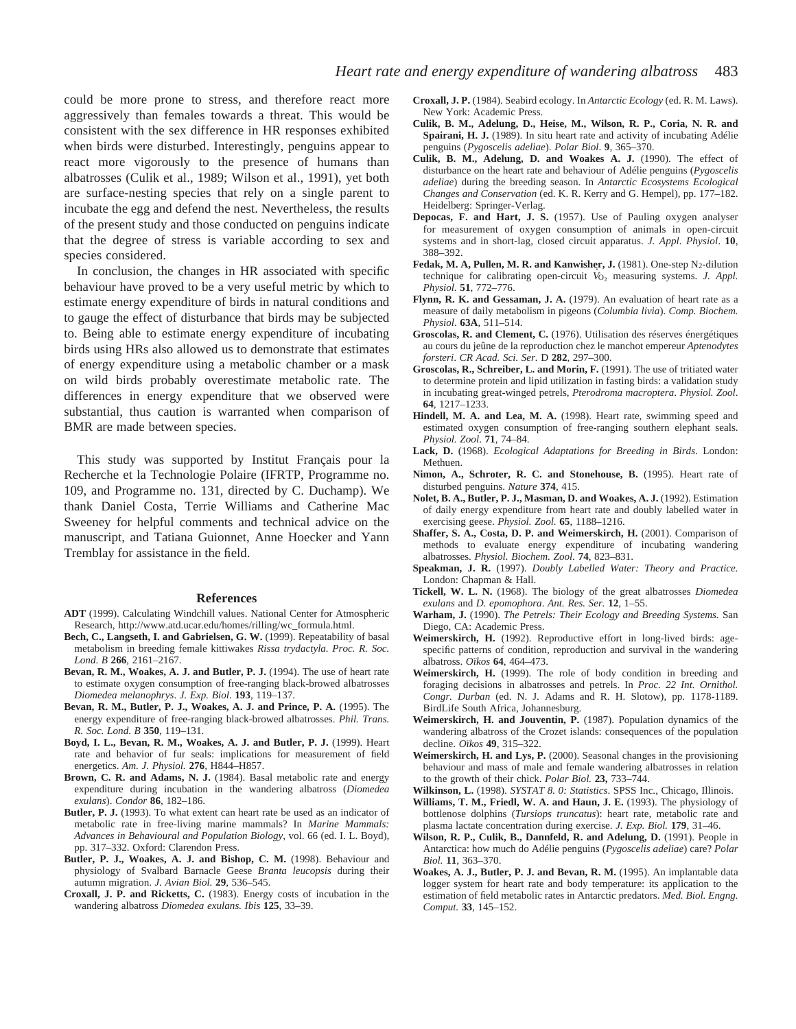could be more prone to stress, and therefore react more aggressively than females towards a threat. This would be consistent with the sex difference in HR responses exhibited when birds were disturbed. Interestingly, penguins appear to react more vigorously to the presence of humans than albatrosses (Culik et al., 1989; Wilson et al., 1991), yet both are surface-nesting species that rely on a single parent to incubate the egg and defend the nest. Nevertheless, the results of the present study and those conducted on penguins indicate that the degree of stress is variable according to sex and species considered.

In conclusion, the changes in HR associated with specific behaviour have proved to be a very useful metric by which to estimate energy expenditure of birds in natural conditions and to gauge the effect of disturbance that birds may be subjected to. Being able to estimate energy expenditure of incubating birds using HRs also allowed us to demonstrate that estimates of energy expenditure using a metabolic chamber or a mask on wild birds probably overestimate metabolic rate. The differences in energy expenditure that we observed were substantial, thus caution is warranted when comparison of BMR are made between species.

This study was supported by Institut Français pour la Recherche et la Technologie Polaire (IFRTP, Programme no. 109, and Programme no. 131, directed by C. Duchamp). We thank Daniel Costa, Terrie Williams and Catherine Mac Sweeney for helpful comments and technical advice on the manuscript, and Tatiana Guionnet, Anne Hoecker and Yann Tremblay for assistance in the field.

## References

**ADT** (1999). Calculating Windchill values. National Center for Atmospheric Research, http://www.atd.ucar.edu/homes/rilling/wc_formula.html.

**Bech, C., Langseth, I. and Gabrielsen, G. W.** (1999). Repeatability of basal metabolism in breeding female kittiwakes *Rissa trydactyla*. *Proc. R. Soc. Lond. B* **266**, 2161–2167.

**Bevan, R. M., Woakes, A. J. and Butler, P. J.** (1994). The use of heart rate to estimate oxygen consumption of free-ranging black-browed albatrosses *Diomedea melanophrys*. *J. Exp. Biol*. **193**, 119–137.

**Bevan, R. M., Butler, P. J., Woakes, A. J. and Prince, P. A.** (1995). The energy expenditure of free-ranging black-browed albatrosses. *Phil. Trans. R. Soc. Lond. B* **350**, 119–131.

**Boyd, I. L., Bevan, R. M., Woakes, A. J. and Butler, P. J.** (1999). Heart rate and behavior of fur seals: implications for measurement of field energetics. *Am. J. Physiol.* **276**, H844–H857.

**Brown, C. R. and Adams, N. J.** (1984). Basal metabolic rate and energy expenditure during incubation in the wandering albatross (*Diomedea exulans*). *Condor* **86**, 182–186.

**Butler, P. J.** (1993). To what extent can heart rate be used as an indicator of metabolic rate in free-living marine mammals? In *Marine Mammals: Advances in Behavioural and Population Biology*, vol. 66 (ed. I. L. Boyd), pp. 317–332. Oxford: Clarendon Press.

**Butler, P. J., Woakes, A. J. and Bishop, C. M.** (1998). Behaviour and physiology of Svalbard Barnacle Geese *Branta leucopsis* during their autumn migration. *J. Avian Biol.* **29**, 536–545.

**Croxall, J. P. and Ricketts, C.** (1983). Energy costs of incubation in the wandering albatross *Diomedea exulans. Ibis* **125**, 33–39.

**Croxall, J. P.** (1984). Seabird ecology. In *Antarctic Ecology* (ed. R. M. Laws). New York: Academic Press.

**Culik, B. M., Adelung, D., Heise, M., Wilson, R. P., Coria, N. R. and Spairani, H. J.** (1989). In situ heart rate and activity of incubating Adélie penguins (*Pygoscelis adeliae*). *Polar Biol*. **9**, 365–370.

**Culik, B. M., Adelung, D. and Woakes A. J.** (1990). The effect of disturbance on the heart rate and behaviour of Adélie penguins (*Pygoscelis adeliae*) during the breeding season. In *Antarctic Ecosystems Ecological Changes and Conservation* (ed. K. R. Kerry and G. Hempel), pp. 177–182. Heidelberg: Springer-Verlag.

**Depocas, F. and Hart, J. S.** (1957). Use of Pauling oxygen analyser for measurement of oxygen consumption of animals in open-circuit systems and in short-lag, closed circuit apparatus. *J. Appl. Physiol*. **10**, 388–392.

**Fedak, M. A, Pullen, M. R. and Kanwisher, J.** (1981). One-step $N_2$-dilution technique for calibrating open-circuit $\dot{V}_{O_2}$ measuring systems. *J. Appl. Physiol.* **51**, 772–776.

**Flynn, R. K. and Gessaman, J. A.** (1979). An evaluation of heart rate as a measure of daily metabolism in pigeons (*Columbia livia*). *Comp. Biochem. Physiol*. **63A**, 511–514.

**Groscolas, R. and Clement, C.** (1976). Utilisation des réserves énergétiques au cours du jeûne de la reproduction chez le manchot empereur *Aptenodytes forsteri*. *CR Acad. Sci. Ser.* D **282**, 297–300.

**Groscolas, R., Schreiber, L. and Morin, F.** (1991). The use of tritiated water to determine protein and lipid utilization in fasting birds: a validation study in incubating great-winged petrels, *Pterodroma macroptera*. *Physiol. Zool*. **64**, 1217–1233.

**Hindell, M. A. and Lea, M. A.** (1998). Heart rate, swimming speed and estimated oxygen consumption of free-ranging southern elephant seals. *Physiol. Zool*. **71**, 74–84.

**Lack, D.** (1968). *Ecological Adaptations for Breeding in Birds*. London: Methuen.

**Nimon, A., Schroter, R. C. and Stonehouse, B.** (1995). Heart rate of disturbed penguins. *Nature* **374**, 415.

**Nolet, B. A., Butler, P. J., Masman, D. and Woakes, A. J.** (1992). Estimation of daily energy expenditure from heart rate and doubly labelled water in exercising geese. *Physiol. Zool.* **65**, 1188–1216.

**Shaffer, S. A., Costa, D. P. and Weimerskirch, H.** (2001). Comparison of methods to evaluate energy expenditure of incubating wandering albatrosses. *Physiol. Biochem. Zool.* **74**, 823–831.

**Speakman, J. R.** (1997). *Doubly Labelled Water: Theory and Practice.* London: Chapman & Hall.

**Tickell, W. L. N.** (1968). The biology of the great albatrosses *Diomedea exulans* and *D. epomophora*. *Ant. Res. Ser.* **12**, 1–55.

**Warham, J.** (1990). *The Petrels: Their Ecology and Breeding Systems.* San Diego, CA: Academic Press.

**Weimerskirch, H.** (1992). Reproductive effort in long-lived birds: age-specific patterns of condition, reproduction and survival in the wandering albatross. *Oïkos* **64**, 464–473.

**Weimerskirch, H.** (1999). The role of body condition in breeding and foraging decisions in albatrosses and petrels. In *Proc. 22 Int. Ornithol. Congr. Durban* (ed. N. J. Adams and R. H. Slotow), pp. 1178-1189. BirdLife South Africa, Johannesburg.

**Weimerskirch, H. and Jouventin, P.** (1987). Population dynamics of the wandering albatross of the Crozet islands: consequences of the population decline. *Oïkos* **49**, 315–322.

**Weimerskirch, H. and Lys, P.** (2000). Seasonal changes in the provisioning behaviour and mass of male and female wandering albatrosses in relation to the growth of their chick. *Polar Biol.* **23,** 733–744.

**Wilkinson, L.** (1998). *SYSTAT 8. 0: Statistics*. SPSS Inc., Chicago, Illinois.

**Williams, T. M., Friedl, W. A. and Haun, J. E.** (1993). The physiology of bottlenose dolphins (*Tursiops truncatus*): heart rate, metabolic rate and plasma lactate concentration during exercise. *J. Exp. Biol.* **179**, 31–46.

**Wilson, R. P., Culik, B., Dannfeld, R. and Adelung, D.** (1991). People in Antarctica: how much do Adélie penguins (*Pygoscelis adeliae*) care? *Polar Biol.* **11**, 363–370.

**Woakes, A. J., Butler, P. J. and Bevan, R. M.** (1995). An implantable data logger system for heart rate and body temperature: its application to the estimation of field metabolic rates in Antarctic predators. *Med. Biol. Engng. Comput.* **33**, 145–152.